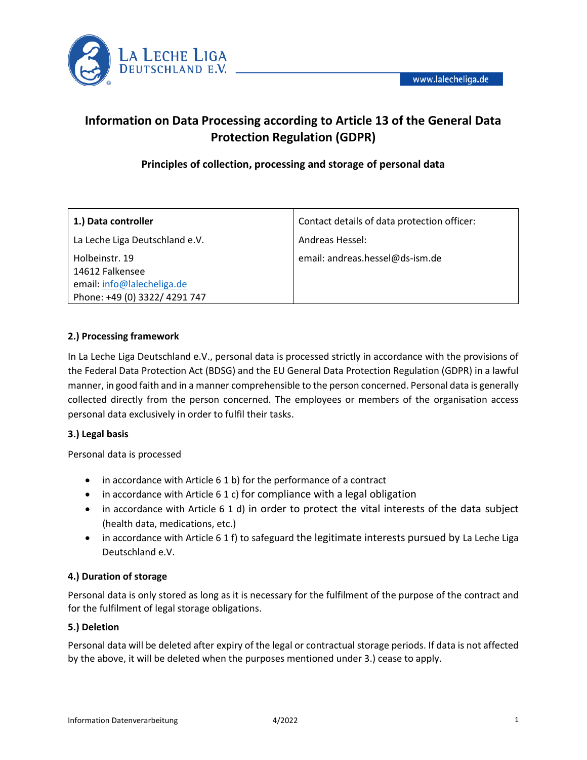# Information on Data Processing according to Article 13 of the General Data Protection Regulation (GDPR)

## Principles of collection, processing and storage of personal data

| **1.) Data controller** | Contact details of data protection officer: |
|---|---|
| La Leche Liga Deutschland e.V. | Andreas Hessel: |
| Holbeinstr. 19<br>14612 Falkensee<br>email: info@lalecheliga.de<br>Phone: +49 (0) 3322/ 4291 747 | email: andreas.hessel@ds-ism.de |

### 2.) Processing framework

In La Leche Liga Deutschland e.V., personal data is processed strictly in accordance with the provisions of the Federal Data Protection Act (BDSG) and the EU General Data Protection Regulation (GDPR) in a lawful manner, in good faith and in a manner comprehensible to the person concerned. Personal data is generally collected directly from the person concerned. The employees or members of the organisation access personal data exclusively in order to fulfil their tasks.

### 3.) Legal basis

Personal data is processed

- in accordance with Article 6 1 b) for the performance of a contract
- in accordance with Article 6 1 c) for compliance with a legal obligation
- in accordance with Article 6 1 d) in order to protect the vital interests of the data subject (health data, medications, etc.)
- in accordance with Article 6 1 f) to safeguard the legitimate interests pursued by La Leche Liga Deutschland e.V.

### 4.) Duration of storage

Personal data is only stored as long as it is necessary for the fulfilment of the purpose of the contract and for the fulfilment of legal storage obligations.

### 5.) Deletion

Personal data will be deleted after expiry of the legal or contractual storage periods. If data is not affected by the above, it will be deleted when the purposes mentioned under 3.) cease to apply.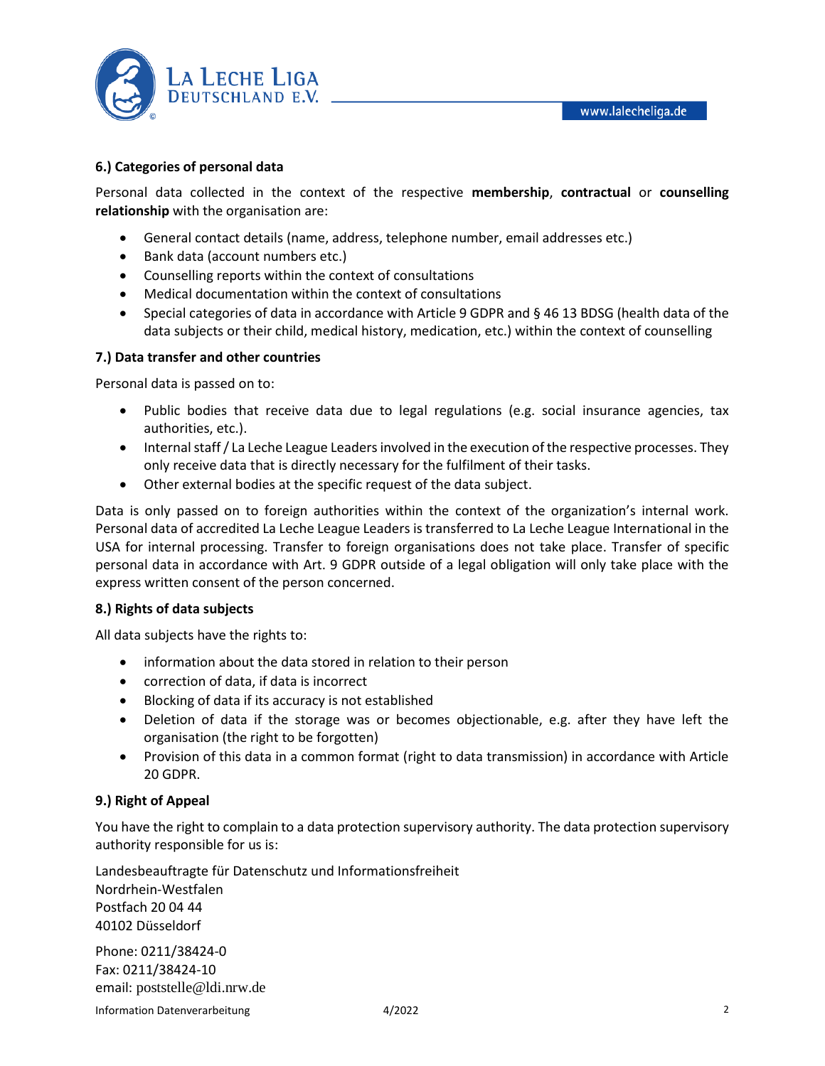### 6.) Categories of personal data

Personal data collected in the context of the respective **membership**, **contractual** or **counselling relationship** with the organisation are:

- General contact details (name, address, telephone number, email addresses etc.)
- Bank data (account numbers etc.)
- Counselling reports within the context of consultations
- Medical documentation within the context of consultations
- Special categories of data in accordance with Article 9 GDPR and § 46 13 BDSG (health data of the data subjects or their child, medical history, medication, etc.) within the context of counselling

### 7.) Data transfer and other countries

Personal data is passed on to:

- Public bodies that receive data due to legal regulations (e.g. social insurance agencies, tax authorities, etc.).
- Internal staff / La Leche League Leaders involved in the execution of the respective processes. They only receive data that is directly necessary for the fulfilment of their tasks.
- Other external bodies at the specific request of the data subject.

Data is only passed on to foreign authorities within the context of the organization's internal work. Personal data of accredited La Leche League Leaders is transferred to La Leche League International in the USA for internal processing. Transfer to foreign organisations does not take place. Transfer of specific personal data in accordance with Art. 9 GDPR outside of a legal obligation will only take place with the express written consent of the person concerned.

### 8.) Rights of data subjects

All data subjects have the rights to:

- information about the data stored in relation to their person
- correction of data, if data is incorrect
- Blocking of data if its accuracy is not established
- Deletion of data if the storage was or becomes objectionable, e.g. after they have left the organisation (the right to be forgotten)
- Provision of this data in a common format (right to data transmission) in accordance with Article 20 GDPR.

### 9.) Right of Appeal

You have the right to complain to a data protection supervisory authority. The data protection supervisory authority responsible for us is:

Landesbeauftragte für Datenschutz und Informationsfreiheit
Nordrhein-Westfalen
Postfach 20 04 44
40102 Düsseldorf

Phone: 0211/38424-0
Fax: 0211/38424-10
email: poststelle@ldi.nrw.de